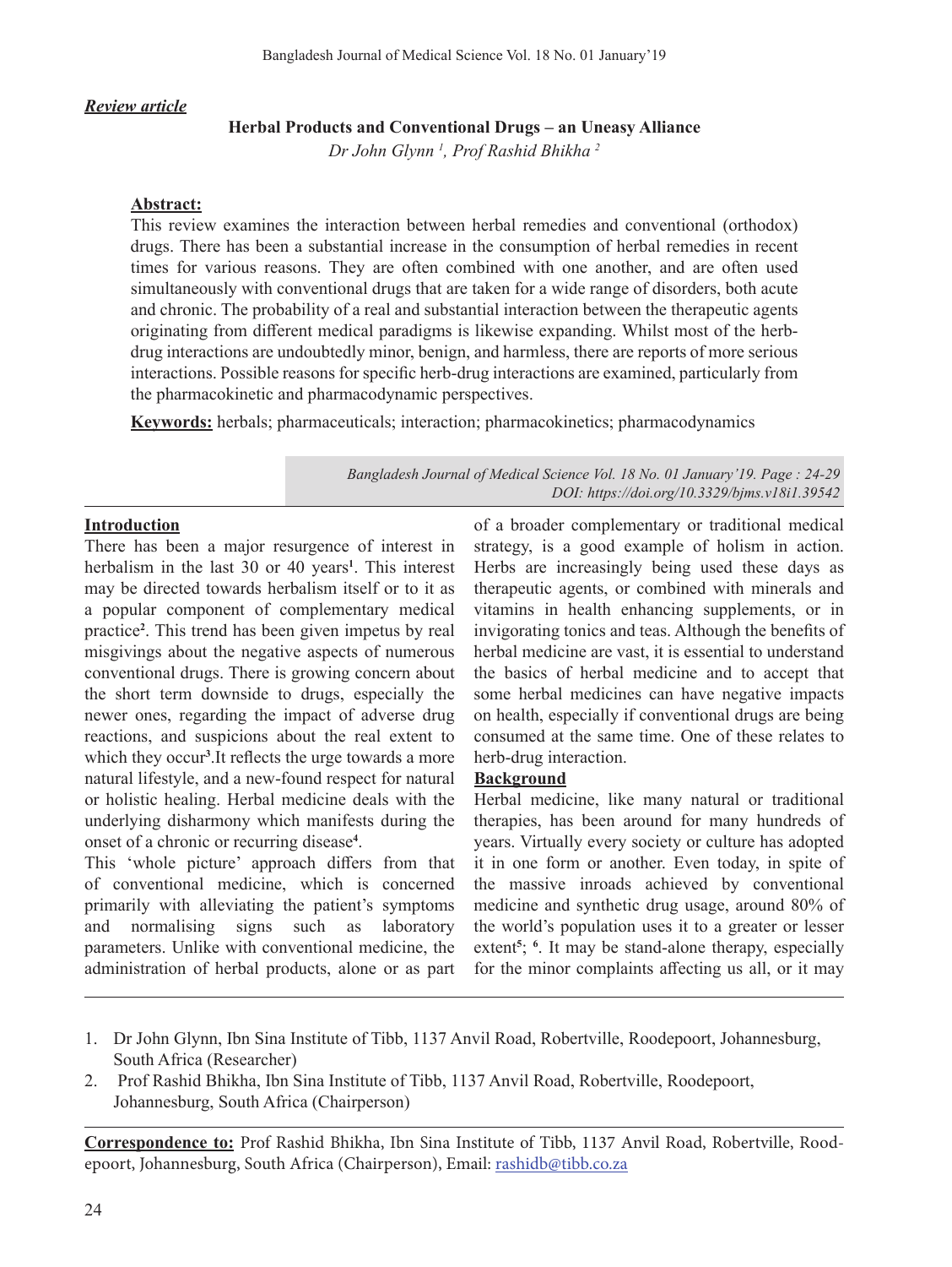***Review article***

## Herbal Products and Conventional Drugs – an Uneasy Alliance

*Dr John Glynn [1], Prof Rashid Bhikha [2]*

**Abstract:**

This review examines the interaction between herbal remedies and conventional (orthodox) drugs. There has been a substantial increase in the consumption of herbal remedies in recent times for various reasons. They are often combined with one another, and are often used simultaneously with conventional drugs that are taken for a wide range of disorders, both acute and chronic. The probability of a real and substantial interaction between the therapeutic agents originating from different medical paradigms is likewise expanding. Whilst most of the herb-drug interactions are undoubtedly minor, benign, and harmless, there are reports of more serious interactions. Possible reasons for specific herb-drug interactions are examined, particularly from the pharmacokinetic and pharmacodynamic perspectives.

**Keywords:** herbals; pharmaceuticals; interaction; pharmacokinetics; pharmacodynamics

*Bangladesh Journal of Medical Science Vol. 18 No. 01 January'19. Page : 24-29*
*DOI: https://doi.org/10.3329/bjms.v18i1.39542*

### Introduction

There has been a major resurgence of interest in herbalism in the last 30 or 40 years[1]. This interest may be directed towards herbalism itself or to it as a popular component of complementary medical practice[2]. This trend has been given impetus by real misgivings about the negative aspects of numerous conventional drugs. There is growing concern about the short term downside to drugs, especially the newer ones, regarding the impact of adverse drug reactions, and suspicions about the real extent to which they occur[3].It reflects the urge towards a more natural lifestyle, and a new-found respect for natural or holistic healing. Herbal medicine deals with the underlying disharmony which manifests during the onset of a chronic or recurring disease[4].

This 'whole picture' approach differs from that of conventional medicine, which is concerned primarily with alleviating the patient's symptoms and normalising signs such as laboratory parameters. Unlike with conventional medicine, the administration of herbal products, alone or as part of a broader complementary or traditional medical strategy, is a good example of holism in action. Herbs are increasingly being used these days as therapeutic agents, or combined with minerals and vitamins in health enhancing supplements, or in invigorating tonics and teas. Although the benefits of herbal medicine are vast, it is essential to understand the basics of herbal medicine and to accept that some herbal medicines can have negative impacts on health, especially if conventional drugs are being consumed at the same time. One of these relates to herb-drug interaction.

### Background

Herbal medicine, like many natural or traditional therapies, has been around for many hundreds of years. Virtually every society or culture has adopted it in one form or another. Even today, in spite of the massive inroads achieved by conventional medicine and synthetic drug usage, around 80% of the world's population uses it to a greater or lesser extent[5; 6]. It may be stand-alone therapy, especially for the minor complaints affecting us all, or it may

---

1. Dr John Glynn, Ibn Sina Institute of Tibb, 1137 Anvil Road, Robertville, Roodepoort, Johannesburg, South Africa (Researcher)
2. Prof Rashid Bhikha, Ibn Sina Institute of Tibb, 1137 Anvil Road, Robertville, Roodepoort, Johannesburg, South Africa (Chairperson)

**Correspondence to:** Prof Rashid Bhikha, Ibn Sina Institute of Tibb, 1137 Anvil Road, Robertville, Roodepoort, Johannesburg, South Africa (Chairperson), Email: rashidb@tibb.co.za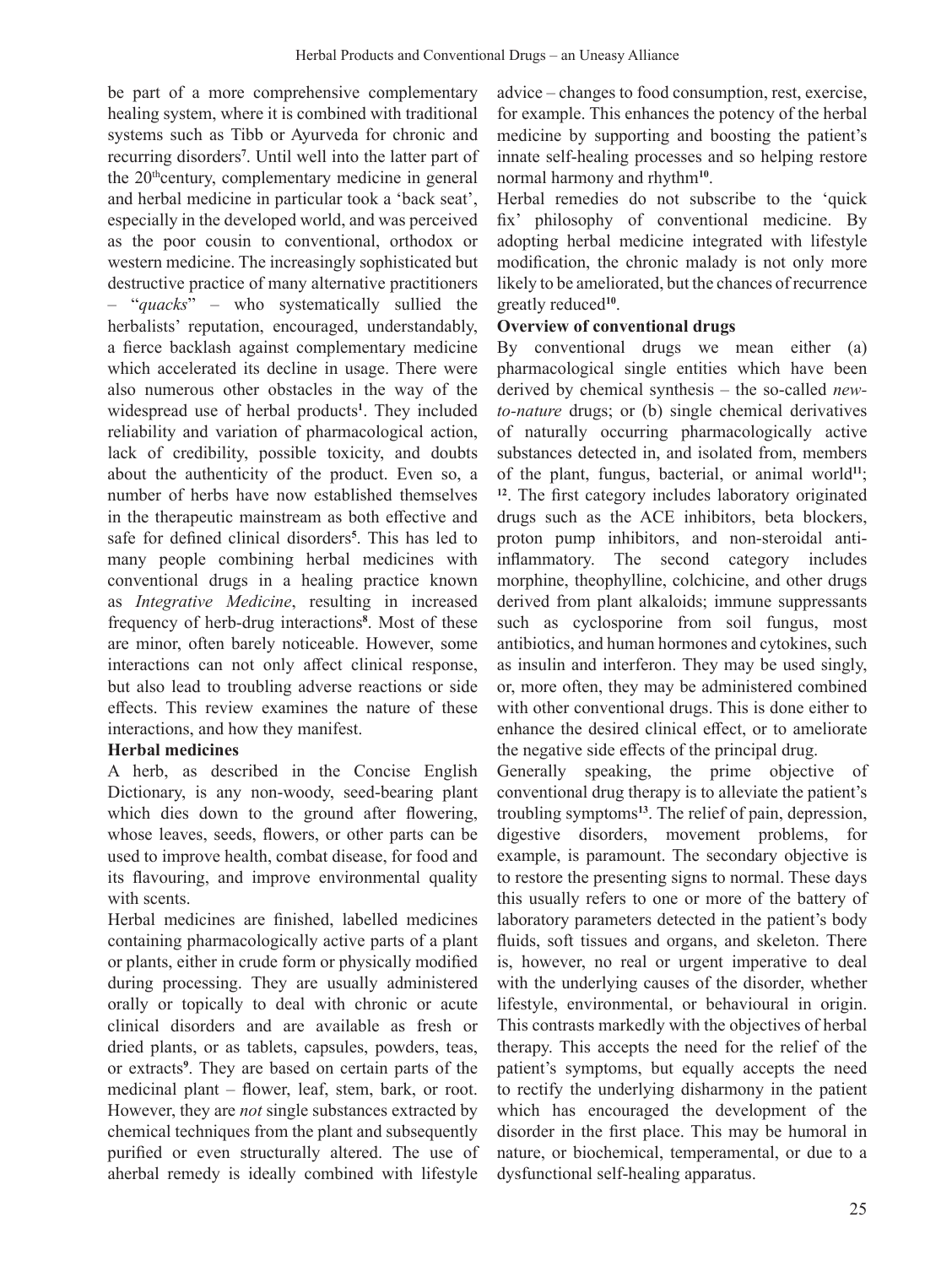be part of a more comprehensive complementary healing system, where it is combined with traditional systems such as Tibb or Ayurveda for chronic and recurring disorders[7]. Until well into the latter part of the 20thcentury, complementary medicine in general and herbal medicine in particular took a 'back seat', especially in the developed world, and was perceived as the poor cousin to conventional, orthodox or western medicine. The increasingly sophisticated but destructive practice of many alternative practitioners – "*quacks*" – who systematically sullied the herbalists' reputation, encouraged, understandably, a fierce backlash against complementary medicine which accelerated its decline in usage. There were also numerous other obstacles in the way of the widespread use of herbal products[1]. They included reliability and variation of pharmacological action, lack of credibility, possible toxicity, and doubts about the authenticity of the product. Even so, a number of herbs have now established themselves in the therapeutic mainstream as both effective and safe for defined clinical disorders[5]. This has led to many people combining herbal medicines with conventional drugs in a healing practice known as *Integrative Medicine*, resulting in increased frequency of herb-drug interactions[8]. Most of these are minor, often barely noticeable. However, some interactions can not only affect clinical response, but also lead to troubling adverse reactions or side effects. This review examines the nature of these interactions, and how they manifest.

**Herbal medicines**

A herb, as described in the Concise English Dictionary, is any non-woody, seed-bearing plant which dies down to the ground after flowering, whose leaves, seeds, flowers, or other parts can be used to improve health, combat disease, for food and its flavouring, and improve environmental quality with scents.

Herbal medicines are finished, labelled medicines containing pharmacologically active parts of a plant or plants, either in crude form or physically modified during processing. They are usually administered orally or topically to deal with chronic or acute clinical disorders and are available as fresh or dried plants, or as tablets, capsules, powders, teas, or extracts[9]. They are based on certain parts of the medicinal plant – flower, leaf, stem, bark, or root. However, they are *not* single substances extracted by chemical techniques from the plant and subsequently purified or even structurally altered. The use of aherbal remedy is ideally combined with lifestyle advice – changes to food consumption, rest, exercise, for example. This enhances the potency of the herbal medicine by supporting and boosting the patient's innate self-healing processes and so helping restore normal harmony and rhythm[10].

Herbal remedies do not subscribe to the 'quick fix' philosophy of conventional medicine. By adopting herbal medicine integrated with lifestyle modification, the chronic malady is not only more likely to be ameliorated, but the chances of recurrence greatly reduced[10].

**Overview of conventional drugs**

By conventional drugs we mean either (a) pharmacological single entities which have been derived by chemical synthesis – the so-called *new-to-nature* drugs; or (b) single chemical derivatives of naturally occurring pharmacologically active substances detected in, and isolated from, members of the plant, fungus, bacterial, or animal world[11]; [12]. The first category includes laboratory originated drugs such as the ACE inhibitors, beta blockers, proton pump inhibitors, and non-steroidal anti-inflammatory. The second category includes morphine, theophylline, colchicine, and other drugs derived from plant alkaloids; immune suppressants such as cyclosporine from soil fungus, most antibiotics, and human hormones and cytokines, such as insulin and interferon. They may be used singly, or, more often, they may be administered combined with other conventional drugs. This is done either to enhance the desired clinical effect, or to ameliorate the negative side effects of the principal drug.

Generally speaking, the prime objective of conventional drug therapy is to alleviate the patient's troubling symptoms[13]. The relief of pain, depression, digestive disorders, movement problems, for example, is paramount. The secondary objective is to restore the presenting signs to normal. These days this usually refers to one or more of the battery of laboratory parameters detected in the patient's body fluids, soft tissues and organs, and skeleton. There is, however, no real or urgent imperative to deal with the underlying causes of the disorder, whether lifestyle, environmental, or behavioural in origin. This contrasts markedly with the objectives of herbal therapy. This accepts the need for the relief of the patient's symptoms, but equally accepts the need to rectify the underlying disharmony in the patient which has encouraged the development of the disorder in the first place. This may be humoral in nature, or biochemical, temperamental, or due to a dysfunctional self-healing apparatus.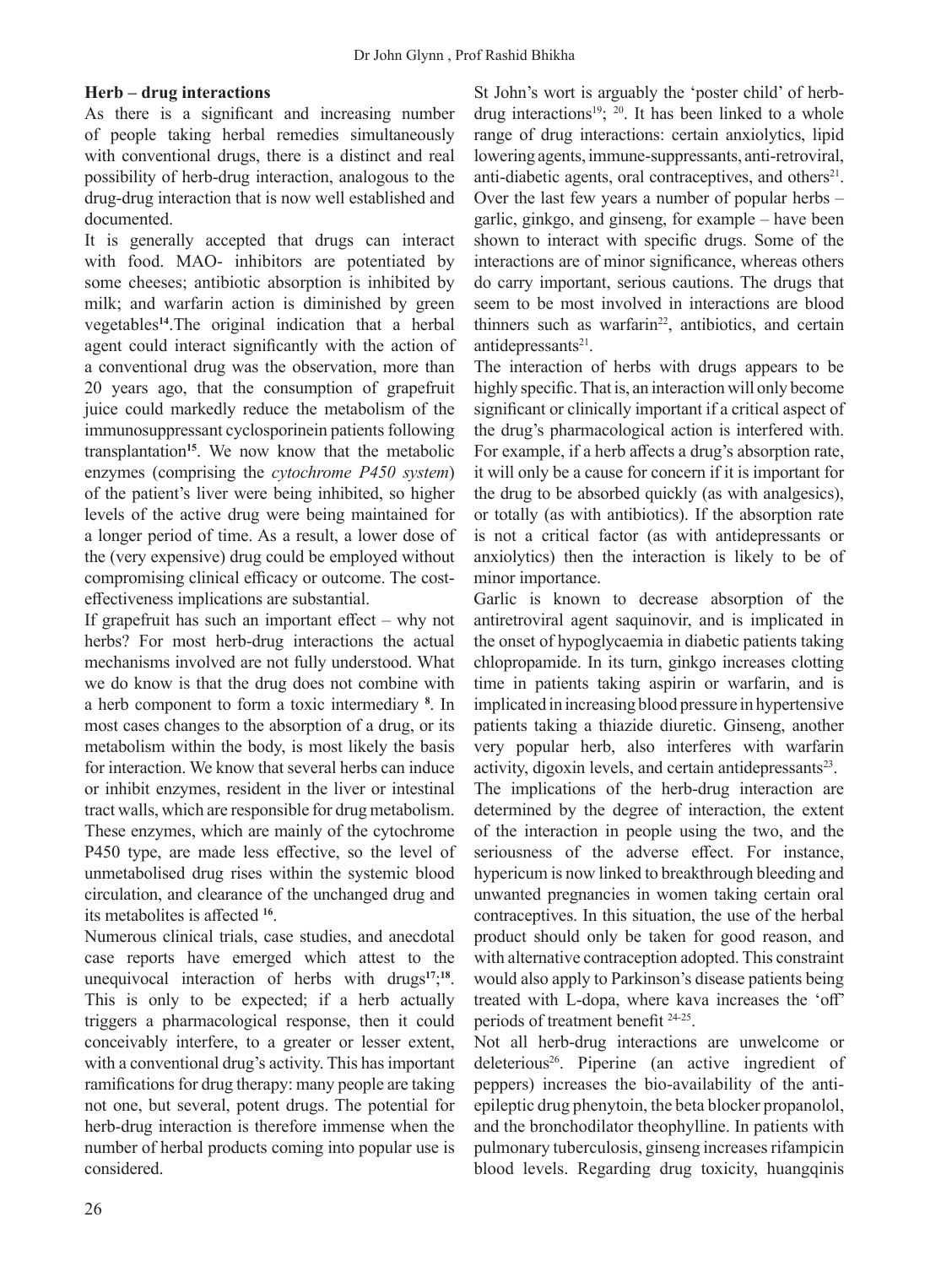### Herb – drug interactions

As there is a significant and increasing number of people taking herbal remedies simultaneously with conventional drugs, there is a distinct and real possibility of herb-drug interaction, analogous to the drug-drug interaction that is now well established and documented.

It is generally accepted that drugs can interact with food. MAO- inhibitors are potentiated by some cheeses; antibiotic absorption is inhibited by milk; and warfarin action is diminished by green vegetables[14].The original indication that a herbal agent could interact significantly with the action of a conventional drug was the observation, more than 20 years ago, that the consumption of grapefruit juice could markedly reduce the metabolism of the immunosuppressant cyclosporinein patients following transplantation[15]. We now know that the metabolic enzymes (comprising the *cytochrome P450 system*) of the patient's liver were being inhibited, so higher levels of the active drug were being maintained for a longer period of time. As a result, a lower dose of the (very expensive) drug could be employed without compromising clinical efficacy or outcome. The cost-effectiveness implications are substantial.

If grapefruit has such an important effect – why not herbs? For most herb-drug interactions the actual mechanisms involved are not fully understood. What we do know is that the drug does not combine with a herb component to form a toxic intermediary [8]. In most cases changes to the absorption of a drug, or its metabolism within the body, is most likely the basis for interaction. We know that several herbs can induce or inhibit enzymes, resident in the liver or intestinal tract walls, which are responsible for drug metabolism. These enzymes, which are mainly of the cytochrome P450 type, are made less effective, so the level of unmetabolised drug rises within the systemic blood circulation, and clearance of the unchanged drug and its metabolites is affected [16].

Numerous clinical trials, case studies, and anecdotal case reports have emerged which attest to the unequivocal interaction of herbs with drugs[17;18]. This is only to be expected; if a herb actually triggers a pharmacological response, then it could conceivably interfere, to a greater or lesser extent, with a conventional drug's activity. This has important ramifications for drug therapy: many people are taking not one, but several, potent drugs. The potential for herb-drug interaction is therefore immense when the number of herbal products coming into popular use is considered.

St John's wort is arguably the 'poster child' of herb-drug interactions[19; 20]. It has been linked to a whole range of drug interactions: certain anxiolytics, lipid lowering agents, immune-suppressants, anti-retroviral, anti-diabetic agents, oral contraceptives, and others[21]. Over the last few years a number of popular herbs – garlic, ginkgo, and ginseng, for example – have been shown to interact with specific drugs. Some of the interactions are of minor significance, whereas others do carry important, serious cautions. The drugs that seem to be most involved in interactions are blood thinners such as warfarin[22], antibiotics, and certain antidepressants[21].

The interaction of herbs with drugs appears to be highly specific. That is, an interaction will only become significant or clinically important if a critical aspect of the drug's pharmacological action is interfered with. For example, if a herb affects a drug's absorption rate, it will only be a cause for concern if it is important for the drug to be absorbed quickly (as with analgesics), or totally (as with antibiotics). If the absorption rate is not a critical factor (as with antidepressants or anxiolytics) then the interaction is likely to be of minor importance.

Garlic is known to decrease absorption of the antiretroviral agent saquinovir, and is implicated in the onset of hypoglycaemia in diabetic patients taking chlopropamide. In its turn, ginkgo increases clotting time in patients taking aspirin or warfarin, and is implicated in increasing blood pressure in hypertensive patients taking a thiazide diuretic. Ginseng, another very popular herb, also interferes with warfarin activity, digoxin levels, and certain antidepressants[23].

The implications of the herb-drug interaction are determined by the degree of interaction, the extent of the interaction in people using the two, and the seriousness of the adverse effect. For instance, hypericum is now linked to breakthrough bleeding and unwanted pregnancies in women taking certain oral contraceptives. In this situation, the use of the herbal product should only be taken for good reason, and with alternative contraception adopted. This constraint would also apply to Parkinson's disease patients being treated with L-dopa, where kava increases the 'off' periods of treatment benefit [24-25].

Not all herb-drug interactions are unwelcome or deleterious[26]. Piperine (an active ingredient of peppers) increases the bio-availability of the anti-epileptic drug phenytoin, the beta blocker propanolol, and the bronchodilator theophylline. In patients with pulmonary tuberculosis, ginseng increases rifampicin blood levels. Regarding drug toxicity, huangqinis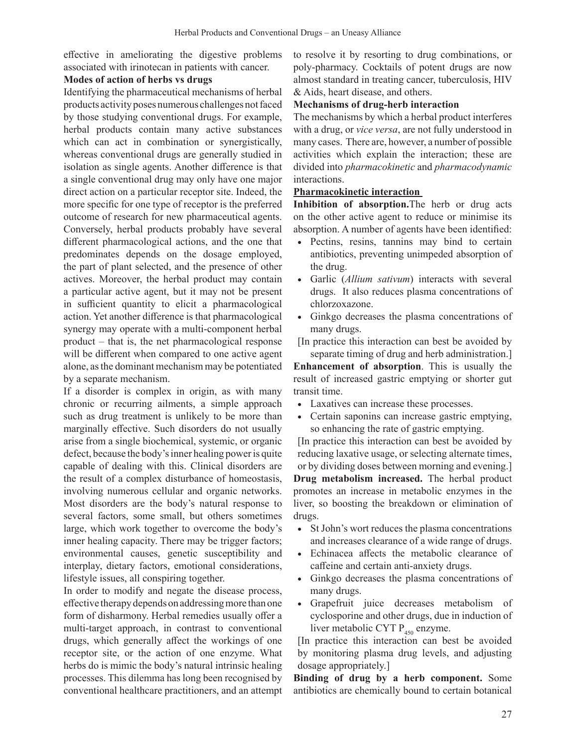effective in ameliorating the digestive problems associated with irinotecan in patients with cancer.

**Modes of action of herbs vs drugs**

Identifying the pharmaceutical mechanisms of herbal products activity poses numerous challenges not faced by those studying conventional drugs. For example, herbal products contain many active substances which can act in combination or synergistically, whereas conventional drugs are generally studied in isolation as single agents. Another difference is that a single conventional drug may only have one major direct action on a particular receptor site. Indeed, the more specific for one type of receptor is the preferred outcome of research for new pharmaceutical agents. Conversely, herbal products probably have several different pharmacological actions, and the one that predominates depends on the dosage employed, the part of plant selected, and the presence of other actives. Moreover, the herbal product may contain a particular active agent, but it may not be present in sufficient quantity to elicit a pharmacological action. Yet another difference is that pharmacological synergy may operate with a multi-component herbal product – that is, the net pharmacological response will be different when compared to one active agent alone, as the dominant mechanism may be potentiated by a separate mechanism.

If a disorder is complex in origin, as with many chronic or recurring ailments, a simple approach such as drug treatment is unlikely to be more than marginally effective. Such disorders do not usually arise from a single biochemical, systemic, or organic defect, because the body's inner healing power is quite capable of dealing with this. Clinical disorders are the result of a complex disturbance of homeostasis, involving numerous cellular and organic networks. Most disorders are the body's natural response to several factors, some small, but others sometimes large, which work together to overcome the body's inner healing capacity. There may be trigger factors; environmental causes, genetic susceptibility and interplay, dietary factors, emotional considerations, lifestyle issues, all conspiring together.

In order to modify and negate the disease process, effective therapy depends on addressing more than one form of disharmony. Herbal remedies usually offer a multi-target approach, in contrast to conventional drugs, which generally affect the workings of one receptor site, or the action of one enzyme. What herbs do is mimic the body's natural intrinsic healing processes. This dilemma has long been recognised by conventional healthcare practitioners, and an attempt to resolve it by resorting to drug combinations, or poly-pharmacy. Cocktails of potent drugs are now almost standard in treating cancer, tuberculosis, HIV & Aids, heart disease, and others.

**Mechanisms of drug-herb interaction**

The mechanisms by which a herbal product interferes with a drug, or *vice versa*, are not fully understood in many cases. There are, however, a number of possible activities which explain the interaction; these are divided into *pharmacokinetic* and *pharmacodynamic* interactions.

**Pharmacokinetic interaction**

**Inhibition of absorption.** The herb or drug acts on the other active agent to reduce or minimise its absorption. A number of agents have been identified:

- Pectins, resins, tannins may bind to certain antibiotics, preventing unimpeded absorption of the drug.
- Garlic (*Allium sativum*) interacts with several drugs. It also reduces plasma concentrations of chlorzoxazone.
- Ginkgo decreases the plasma concentrations of many drugs.

[In practice this interaction can best be avoided by separate timing of drug and herb administration.]

**Enhancement of absorption**. This is usually the result of increased gastric emptying or shorter gut transit time.

- Laxatives can increase these processes.
- Certain saponins can increase gastric emptying, so enhancing the rate of gastric emptying.

[In practice this interaction can best be avoided by reducing laxative usage, or selecting alternate times, or by dividing doses between morning and evening.]

**Drug metabolism increased.** The herbal product promotes an increase in metabolic enzymes in the liver, so boosting the breakdown or elimination of drugs.

- St John's wort reduces the plasma concentrations and increases clearance of a wide range of drugs.
- Echinacea affects the metabolic clearance of caffeine and certain anti-anxiety drugs.
- Ginkgo decreases the plasma concentrations of many drugs.
- Grapefruit juice decreases metabolism of cyclosporine and other drugs, due in induction of liver metabolic CYT $P_{450}$ enzyme.

[In practice this interaction can best be avoided by monitoring plasma drug levels, and adjusting dosage appropriately.]

**Binding of drug by a herb component.** Some antibiotics are chemically bound to certain botanical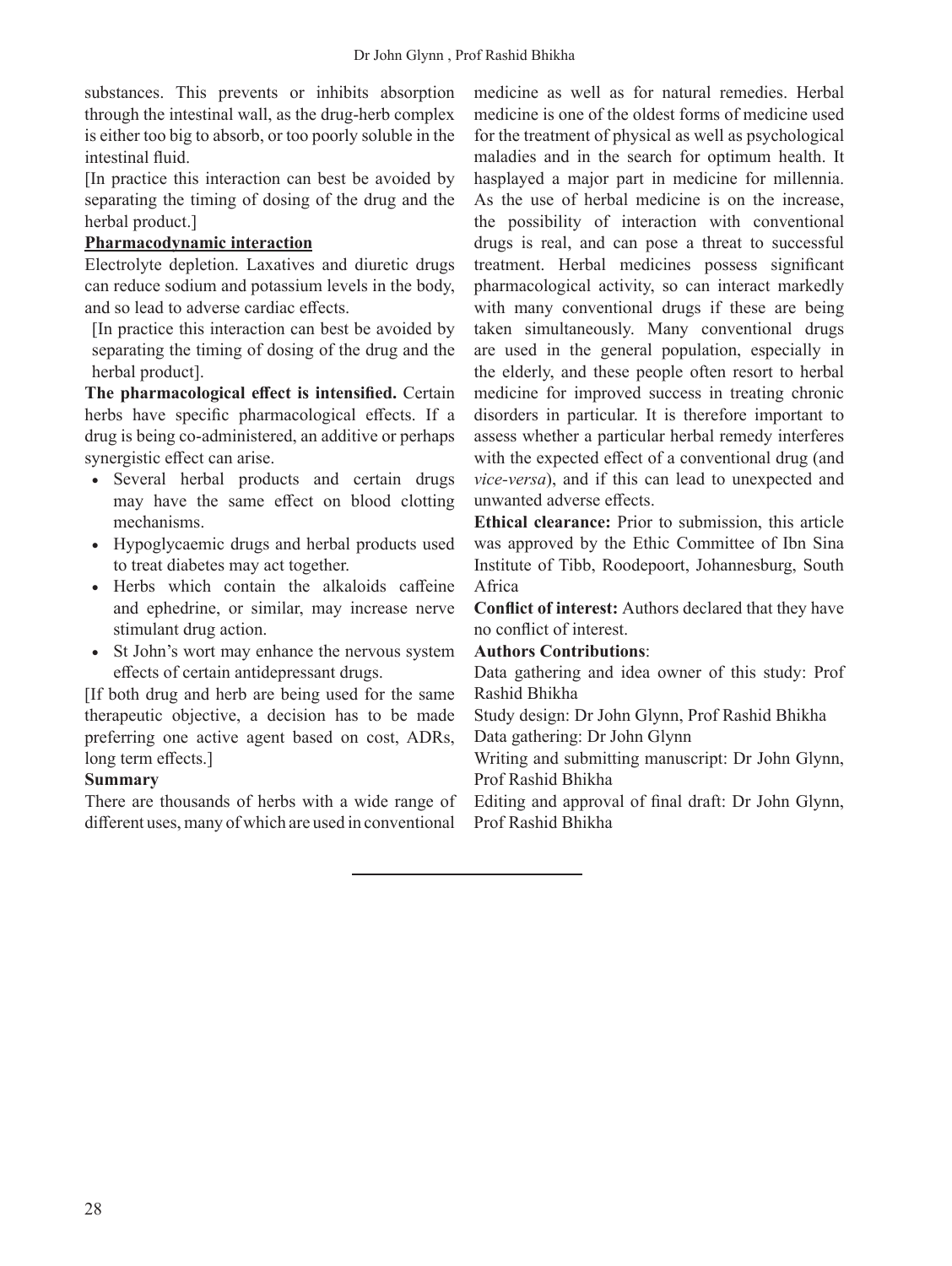substances. This prevents or inhibits absorption through the intestinal wall, as the drug-herb complex is either too big to absorb, or too poorly soluble in the intestinal fluid.

[In practice this interaction can best be avoided by separating the timing of dosing of the drug and the herbal product.]

**Pharmacodynamic interaction**

Electrolyte depletion. Laxatives and diuretic drugs can reduce sodium and potassium levels in the body, and so lead to adverse cardiac effects.

[In practice this interaction can best be avoided by separating the timing of dosing of the drug and the herbal product].

**The pharmacological effect is intensified.** Certain herbs have specific pharmacological effects. If a drug is being co-administered, an additive or perhaps synergistic effect can arise.

- Several herbal products and certain drugs may have the same effect on blood clotting mechanisms.
- Hypoglycaemic drugs and herbal products used to treat diabetes may act together.
- Herbs which contain the alkaloids caffeine and ephedrine, or similar, may increase nerve stimulant drug action.
- St John's wort may enhance the nervous system effects of certain antidepressant drugs.

[If both drug and herb are being used for the same therapeutic objective, a decision has to be made preferring one active agent based on cost, ADRs, long term effects.]

**Summary**

There are thousands of herbs with a wide range of different uses, many of which are used in conventional medicine as well as for natural remedies. Herbal medicine is one of the oldest forms of medicine used for the treatment of physical as well as psychological maladies and in the search for optimum health. It hasplayed a major part in medicine for millennia. As the use of herbal medicine is on the increase, the possibility of interaction with conventional drugs is real, and can pose a threat to successful treatment. Herbal medicines possess significant pharmacological activity, so can interact markedly with many conventional drugs if these are being taken simultaneously. Many conventional drugs are used in the general population, especially in the elderly, and these people often resort to herbal medicine for improved success in treating chronic disorders in particular. It is therefore important to assess whether a particular herbal remedy interferes with the expected effect of a conventional drug (and *vice-versa*), and if this can lead to unexpected and unwanted adverse effects.

**Ethical clearance:** Prior to submission, this article was approved by the Ethic Committee of Ibn Sina Institute of Tibb, Roodepoort, Johannesburg, South Africa

**Conflict of interest:** Authors declared that they have no conflict of interest.

**Authors Contributions**:

Data gathering and idea owner of this study: Prof Rashid Bhikha

Study design: Dr John Glynn, Prof Rashid Bhikha

Data gathering: Dr John Glynn

Writing and submitting manuscript: Dr John Glynn, Prof Rashid Bhikha

Editing and approval of final draft: Dr John Glynn, Prof Rashid Bhikha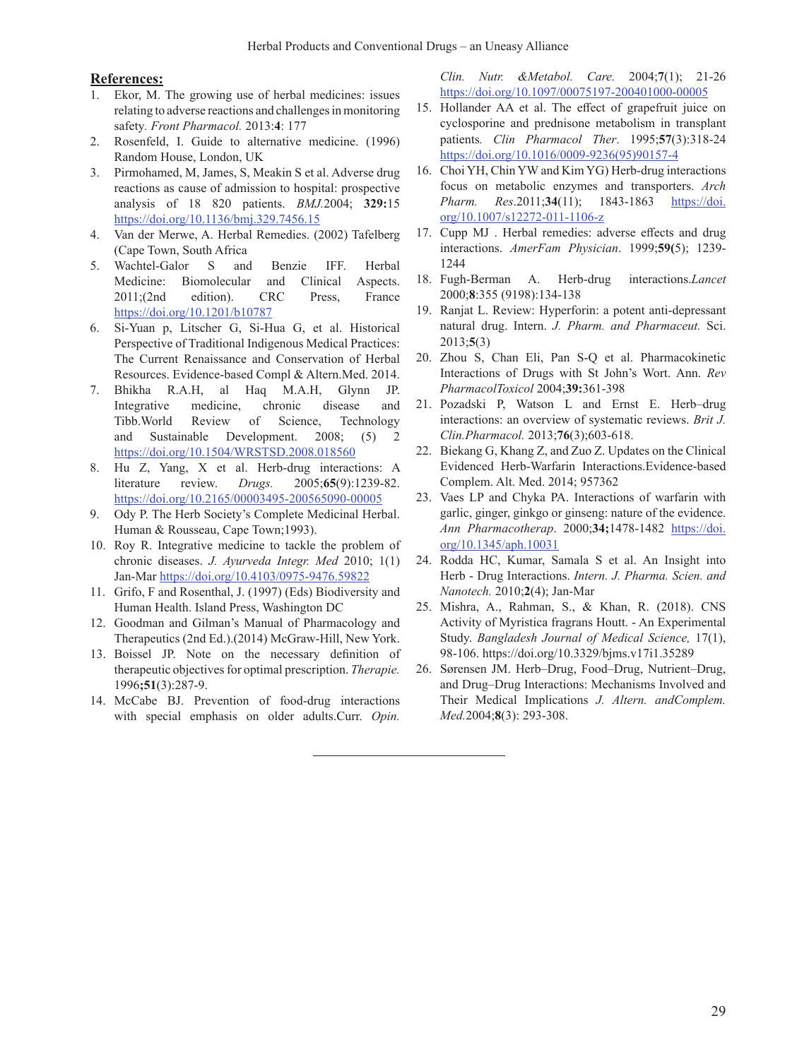**References:**

1. Ekor, M. The growing use of herbal medicines: issues relating to adverse reactions and challenges in monitoring safety. *Front Pharmacol.* 2013:**4**: 177
2. Rosenfeld, I. Guide to alternative medicine. (1996) Random House, London, UK
3. Pirmohamed, M, James, S, Meakin S et al. Adverse drug reactions as cause of admission to hospital: prospective analysis of 18 820 patients. *BMJ.*2004; **329:**15 https://doi.org/10.1136/bmj.329.7456.15
4. Van der Merwe, A. Herbal Remedies. (2002) Tafelberg (Cape Town, South Africa
5. Wachtel-Galor S and Benzie IFF. Herbal Medicine: Biomolecular and Clinical Aspects. 2011;(2nd edition). CRC Press, France https://doi.org/10.1201/b10787
6. Si-Yuan p, Litscher G, Si-Hua G, et al. Historical Perspective of Traditional Indigenous Medical Practices: The Current Renaissance and Conservation of Herbal Resources. Evidence-based Compl & Altern.Med. 2014.
7. Bhikha R.A.H, al Haq M.A.H, Glynn JP. Integrative medicine, chronic disease and Tibb.World Review of Science, Technology and Sustainable Development. 2008; (5) 2 https://doi.org/10.1504/WRSTSD.2008.018560
8. Hu Z, Yang, X et al. Herb-drug interactions: A literature review. *Drugs.* 2005;**65**(9):1239-82. https://doi.org/10.2165/00003495-200565090-00005
9. Ody P. The Herb Society's Complete Medicinal Herbal. Human & Rousseau, Cape Town;1993).
10. Roy R. Integrative medicine to tackle the problem of chronic diseases. *J. Ayurveda Integr. Med* 2010; 1(1) Jan-Mar https://doi.org/10.4103/0975-9476.59822
11. Grifo, F and Rosenthal, J. (1997) (Eds) Biodiversity and Human Health. Island Press, Washington DC
12. Goodman and Gilman's Manual of Pharmacology and Therapeutics (2nd Ed.).(2014) McGraw-Hill, New York.
13. Boissel JP. Note on the necessary definition of therapeutic objectives for optimal prescription. *Therapie.* 1996**;51**(3):287-9.
14. McCabe BJ. Prevention of food-drug interactions with special emphasis on older adults.Curr. *Opin. Clin. Nutr. &Metabol. Care.* 2004;**7**(1); 21-26 https://doi.org/10.1097/00075197-200401000-00005
15. Hollander AA et al. The effect of grapefruit juice on cyclosporine and prednisone metabolism in transplant patients*. Clin Pharmacol Ther*. 1995;**57**(3):318-24 https://doi.org/10.1016/0009-9236(95)90157-4
16. Choi YH, Chin YW and Kim YG) Herb-drug interactions focus on metabolic enzymes and transporters. *Arch Pharm. Res*.2011;**34**(11); 1843-1863 https://doi.org/10.1007/s12272-011-1106-z
17. Cupp MJ . Herbal remedies: adverse effects and drug interactions. *AmerFam Physician*. 1999;**59(**5); 1239-1244
18. Fugh-Berman A. Herb-drug interactions.*Lancet* 2000;**8**:355 (9198):134-138
19. Ranjat L. Review: Hyperforin: a potent anti-depressant natural drug. Intern. *J. Pharm. and Pharmaceut.* Sci. 2013;**5**(3)
20. Zhou S, Chan Eli, Pan S-Q et al. Pharmacokinetic Interactions of Drugs with St John's Wort. Ann. *Rev PharmacolToxicol* 2004;**39:**361-398
21. Pozadski P, Watson L and Ernst E. Herb–drug interactions: an overview of systematic reviews. *Brit J. Clin.Pharmacol.* 2013;**76**(3);603-618.
22. Biekang G, Khang Z, and Zuo Z. Updates on the Clinical Evidenced Herb-Warfarin Interactions.Evidence-based Complem. Alt. Med. 2014; 957362
23. Vaes LP and Chyka PA. Interactions of warfarin with garlic, ginger, ginkgo or ginseng: nature of the evidence. *Ann Pharmacotherap*. 2000;**34;**1478-1482 https://doi.org/10.1345/aph.10031
24. Rodda HC, Kumar, Samala S et al. An Insight into Herb - Drug Interactions. *Intern. J. Pharma. Scien. and Nanotech.* 2010;**2**(4); Jan-Mar
25. Mishra, A., Rahman, S., & Khan, R. (2018). CNS Activity of Myristica fragrans Houtt. - An Experimental Study. *Bangladesh Journal of Medical Science,* 17(1), 98-106. https://doi.org/10.3329/bjms.v17i1.35289
26. Sørensen JM. Herb–Drug, Food–Drug, Nutrient–Drug, and Drug–Drug Interactions: Mechanisms Involved and Their Medical Implications *J. Altern. andComplem. Med.*2004;**8**(3): 293-308.